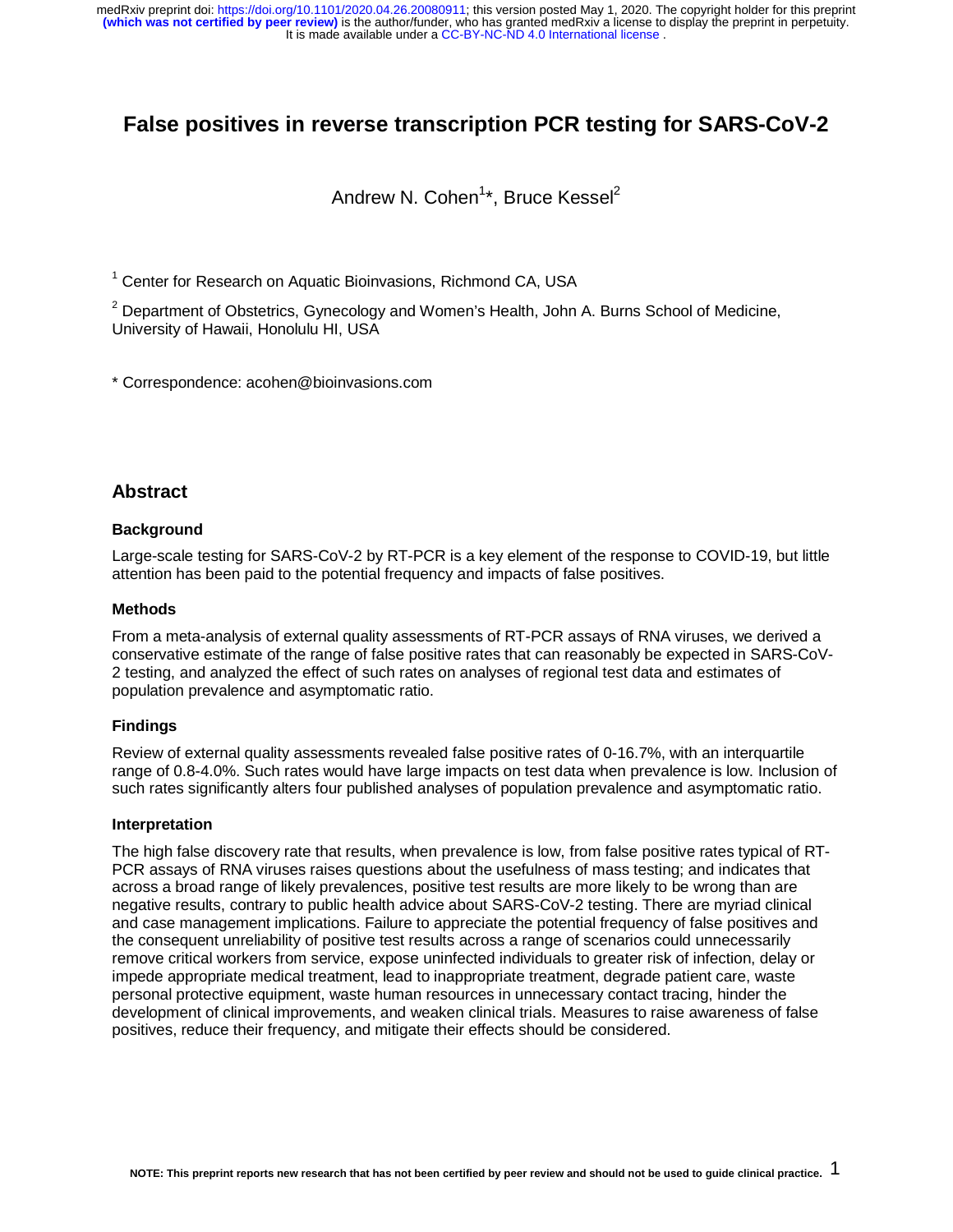# False positives in reverse transcription PCR testing for SARS-CoV-2

Andrew N. Cohen[1]*, Bruce Kessel[2]

[1] Center for Research on Aquatic Bioinvasions, Richmond CA, USA

[2] Department of Obstetrics, Gynecology and Women's Health, John A. Burns School of Medicine, University of Hawaii, Honolulu HI, USA

* Correspondence: acohen@bioinvasions.com

## Abstract

### Background

Large-scale testing for SARS-CoV-2 by RT-PCR is a key element of the response to COVID-19, but little attention has been paid to the potential frequency and impacts of false positives.

### Methods

From a meta-analysis of external quality assessments of RT-PCR assays of RNA viruses, we derived a conservative estimate of the range of false positive rates that can reasonably be expected in SARS-CoV-2 testing, and analyzed the effect of such rates on analyses of regional test data and estimates of population prevalence and asymptomatic ratio.

### Findings

Review of external quality assessments revealed false positive rates of 0-16.7%, with an interquartile range of 0.8-4.0%. Such rates would have large impacts on test data when prevalence is low. Inclusion of such rates significantly alters four published analyses of population prevalence and asymptomatic ratio.

### Interpretation

The high false discovery rate that results, when prevalence is low, from false positive rates typical of RT-PCR assays of RNA viruses raises questions about the usefulness of mass testing; and indicates that across a broad range of likely prevalences, positive test results are more likely to be wrong than are negative results, contrary to public health advice about SARS-CoV-2 testing. There are myriad clinical and case management implications. Failure to appreciate the potential frequency of false positives and the consequent unreliability of positive test results across a range of scenarios could unnecessarily remove critical workers from service, expose uninfected individuals to greater risk of infection, delay or impede appropriate medical treatment, lead to inappropriate treatment, degrade patient care, waste personal protective equipment, waste human resources in unnecessary contact tracing, hinder the development of clinical improvements, and weaken clinical trials. Measures to raise awareness of false positives, reduce their frequency, and mitigate their effects should be considered.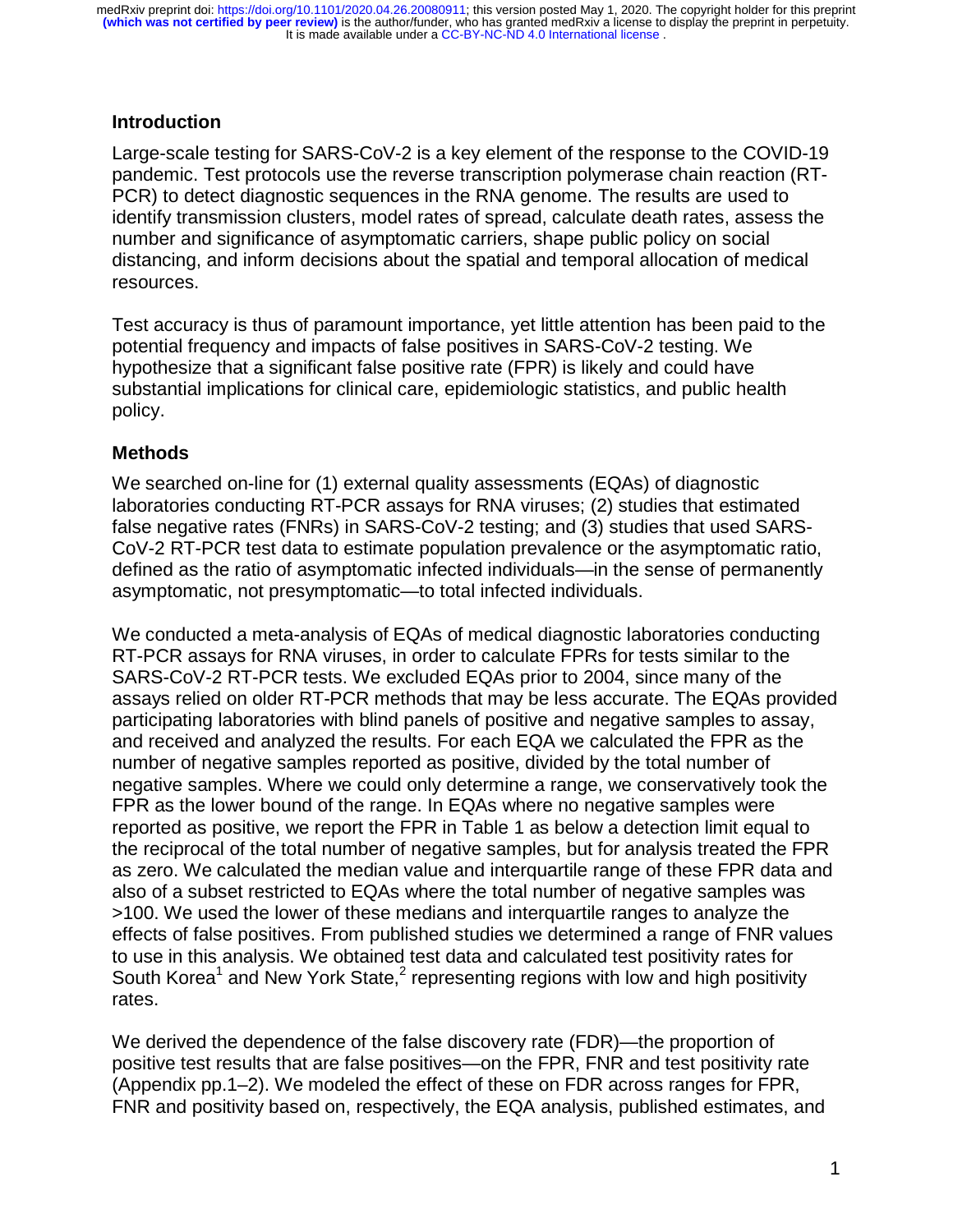## Introduction

Large-scale testing for SARS-CoV-2 is a key element of the response to the COVID-19 pandemic. Test protocols use the reverse transcription polymerase chain reaction (RT-PCR) to detect diagnostic sequences in the RNA genome. The results are used to identify transmission clusters, model rates of spread, calculate death rates, assess the number and significance of asymptomatic carriers, shape public policy on social distancing, and inform decisions about the spatial and temporal allocation of medical resources.

Test accuracy is thus of paramount importance, yet little attention has been paid to the potential frequency and impacts of false positives in SARS-CoV-2 testing. We hypothesize that a significant false positive rate (FPR) is likely and could have substantial implications for clinical care, epidemiologic statistics, and public health policy.

## Methods

We searched on-line for (1) external quality assessments (EQAs) of diagnostic laboratories conducting RT-PCR assays for RNA viruses; (2) studies that estimated false negative rates (FNRs) in SARS-CoV-2 testing; and (3) studies that used SARS-CoV-2 RT-PCR test data to estimate population prevalence or the asymptomatic ratio, defined as the ratio of asymptomatic infected individuals—in the sense of permanently asymptomatic, not presymptomatic—to total infected individuals.

We conducted a meta-analysis of EQAs of medical diagnostic laboratories conducting RT-PCR assays for RNA viruses, in order to calculate FPRs for tests similar to the SARS-CoV-2 RT-PCR tests. We excluded EQAs prior to 2004, since many of the assays relied on older RT-PCR methods that may be less accurate. The EQAs provided participating laboratories with blind panels of positive and negative samples to assay, and received and analyzed the results. For each EQA we calculated the FPR as the number of negative samples reported as positive, divided by the total number of negative samples. Where we could only determine a range, we conservatively took the FPR as the lower bound of the range. In EQAs where no negative samples were reported as positive, we report the FPR in Table 1 as below a detection limit equal to the reciprocal of the total number of negative samples, but for analysis treated the FPR as zero. We calculated the median value and interquartile range of these FPR data and also of a subset restricted to EQAs where the total number of negative samples was >100. We used the lower of these medians and interquartile ranges to analyze the effects of false positives. From published studies we determined a range of FNR values to use in this analysis. We obtained test data and calculated test positivity rates for South Korea[1] and New York State,[2] representing regions with low and high positivity rates.

We derived the dependence of the false discovery rate (FDR)—the proportion of positive test results that are false positives—on the FPR, FNR and test positivity rate (Appendix pp.1–2). We modeled the effect of these on FDR across ranges for FPR, FNR and positivity based on, respectively, the EQA analysis, published estimates, and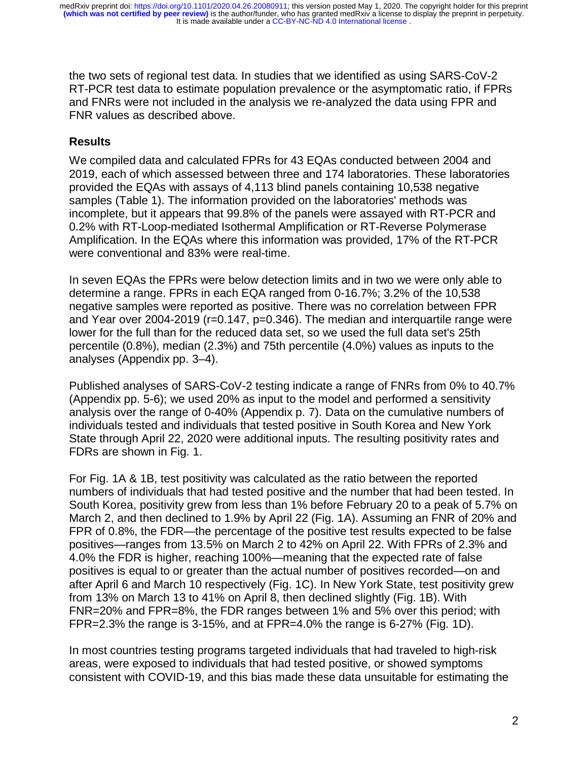the two sets of regional test data. In studies that we identified as using SARS-CoV-2 RT-PCR test data to estimate population prevalence or the asymptomatic ratio, if FPRs and FNRs were not included in the analysis we re-analyzed the data using FPR and FNR values as described above.

## Results

We compiled data and calculated FPRs for 43 EQAs conducted between 2004 and 2019, each of which assessed between three and 174 laboratories. These laboratories provided the EQAs with assays of 4,113 blind panels containing 10,538 negative samples (Table 1). The information provided on the laboratories' methods was incomplete, but it appears that 99.8% of the panels were assayed with RT-PCR and 0.2% with RT-Loop-mediated Isothermal Amplification or RT-Reverse Polymerase Amplification. In the EQAs where this information was provided, 17% of the RT-PCR were conventional and 83% were real-time.

In seven EQAs the FPRs were below detection limits and in two we were only able to determine a range. FPRs in each EQA ranged from 0-16.7%; 3.2% of the 10,538 negative samples were reported as positive. There was no correlation between FPR and Year over 2004-2019 ($r=0.147$, $p=0.346$). The median and interquartile range were lower for the full than for the reduced data set, so we used the full data set's 25th percentile (0.8%), median (2.3%) and 75th percentile (4.0%) values as inputs to the analyses (Appendix pp. 3–4).

Published analyses of SARS-CoV-2 testing indicate a range of FNRs from 0% to 40.7% (Appendix pp. 5-6); we used 20% as input to the model and performed a sensitivity analysis over the range of 0-40% (Appendix p. 7). Data on the cumulative numbers of individuals tested and individuals that tested positive in South Korea and New York State through April 22, 2020 were additional inputs. The resulting positivity rates and FDRs are shown in Fig. 1.

For Fig. 1A & 1B, test positivity was calculated as the ratio between the reported numbers of individuals that had tested positive and the number that had been tested. In South Korea, positivity grew from less than 1% before February 20 to a peak of 5.7% on March 2, and then declined to 1.9% by April 22 (Fig. 1A). Assuming an FNR of 20% and FPR of 0.8%, the FDR—the percentage of the positive test results expected to be false positives—ranges from 13.5% on March 2 to 42% on April 22. With FPRs of 2.3% and 4.0% the FDR is higher, reaching 100%—meaning that the expected rate of false positives is equal to or greater than the actual number of positives recorded—on and after April 6 and March 10 respectively (Fig. 1C). In New York State, test positivity grew from 13% on March 13 to 41% on April 8, then declined slightly (Fig. 1B). With FNR=20% and FPR=8%, the FDR ranges between 1% and 5% over this period; with FPR=2.3% the range is 3-15%, and at FPR=4.0% the range is 6-27% (Fig. 1D).

In most countries testing programs targeted individuals that had traveled to high-risk areas, were exposed to individuals that had tested positive, or showed symptoms consistent with COVID-19, and this bias made these data unsuitable for estimating the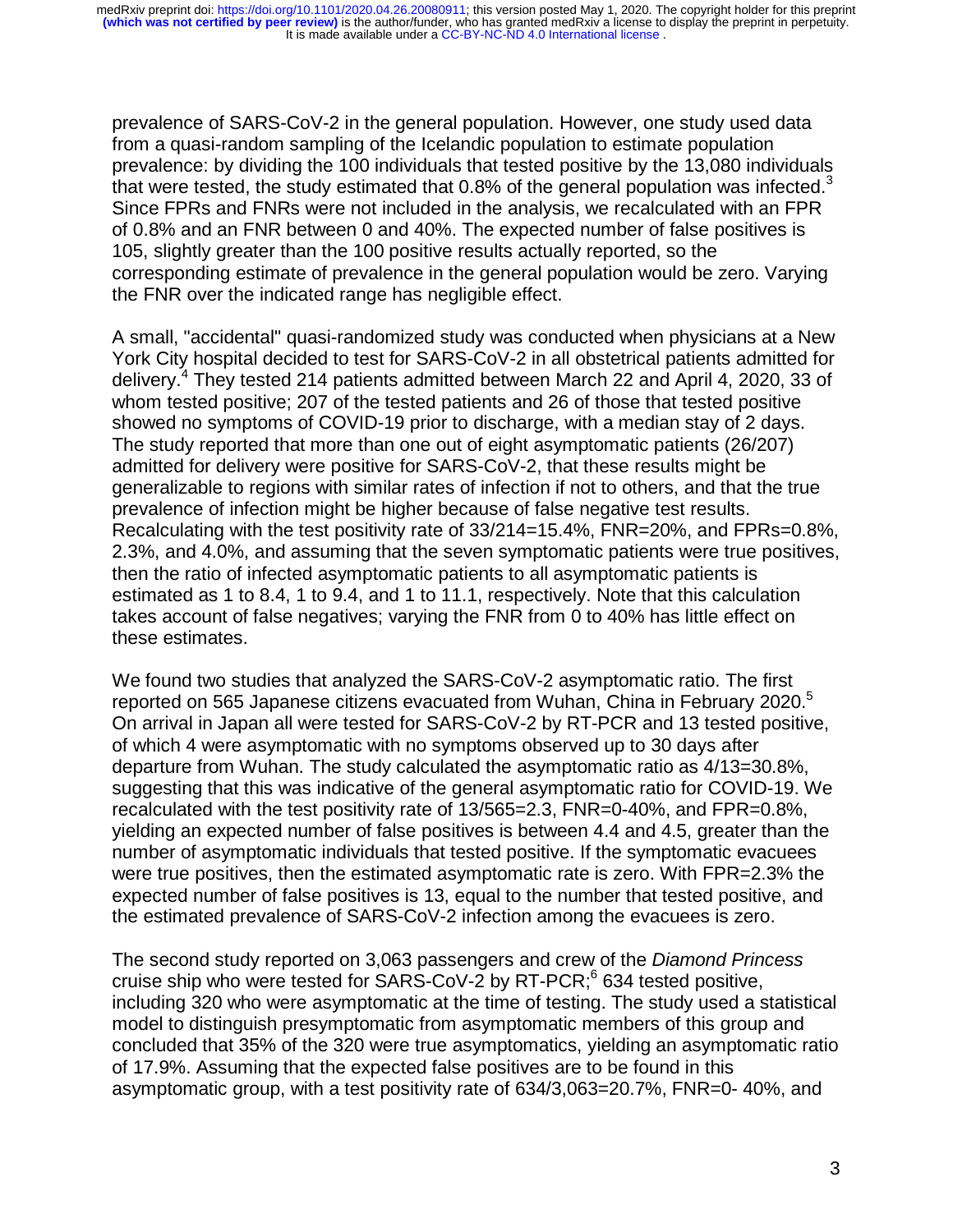prevalence of SARS-CoV-2 in the general population. However, one study used data from a quasi-random sampling of the Icelandic population to estimate population prevalence: by dividing the 100 individuals that tested positive by the 13,080 individuals that were tested, the study estimated that 0.8% of the general population was infected.[3] Since FPRs and FNRs were not included in the analysis, we recalculated with an FPR of 0.8% and an FNR between 0 and 40%. The expected number of false positives is 105, slightly greater than the 100 positive results actually reported, so the corresponding estimate of prevalence in the general population would be zero. Varying the FNR over the indicated range has negligible effect.

A small, "accidental" quasi-randomized study was conducted when physicians at a New York City hospital decided to test for SARS-CoV-2 in all obstetrical patients admitted for delivery.[4] They tested 214 patients admitted between March 22 and April 4, 2020, 33 of whom tested positive; 207 of the tested patients and 26 of those that tested positive showed no symptoms of COVID-19 prior to discharge, with a median stay of 2 days. The study reported that more than one out of eight asymptomatic patients (26/207) admitted for delivery were positive for SARS-CoV-2, that these results might be generalizable to regions with similar rates of infection if not to others, and that the true prevalence of infection might be higher because of false negative test results. Recalculating with the test positivity rate of 33/214=15.4%, FNR=20%, and FPRs=0.8%, 2.3%, and 4.0%, and assuming that the seven symptomatic patients were true positives, then the ratio of infected asymptomatic patients to all asymptomatic patients is estimated as 1 to 8.4, 1 to 9.4, and 1 to 11.1, respectively. Note that this calculation takes account of false negatives; varying the FNR from 0 to 40% has little effect on these estimates.

We found two studies that analyzed the SARS-CoV-2 asymptomatic ratio. The first reported on 565 Japanese citizens evacuated from Wuhan, China in February 2020.[5] On arrival in Japan all were tested for SARS-CoV-2 by RT-PCR and 13 tested positive, of which 4 were asymptomatic with no symptoms observed up to 30 days after departure from Wuhan. The study calculated the asymptomatic ratio as 4/13=30.8%, suggesting that this was indicative of the general asymptomatic ratio for COVID-19. We recalculated with the test positivity rate of 13/565=2.3, FNR=0-40%, and FPR=0.8%, yielding an expected number of false positives is between 4.4 and 4.5, greater than the number of asymptomatic individuals that tested positive. If the symptomatic evacuees were true positives, then the estimated asymptomatic rate is zero. With FPR=2.3% the expected number of false positives is 13, equal to the number that tested positive, and the estimated prevalence of SARS-CoV-2 infection among the evacuees is zero.

The second study reported on 3,063 passengers and crew of the *Diamond Princess* cruise ship who were tested for SARS-CoV-2 by RT-PCR;[6] 634 tested positive, including 320 who were asymptomatic at the time of testing. The study used a statistical model to distinguish presymptomatic from asymptomatic members of this group and concluded that 35% of the 320 were true asymptomatics, yielding an asymptomatic ratio of 17.9%. Assuming that the expected false positives are to be found in this asymptomatic group, with a test positivity rate of 634/3,063=20.7%, FNR=0- 40%, and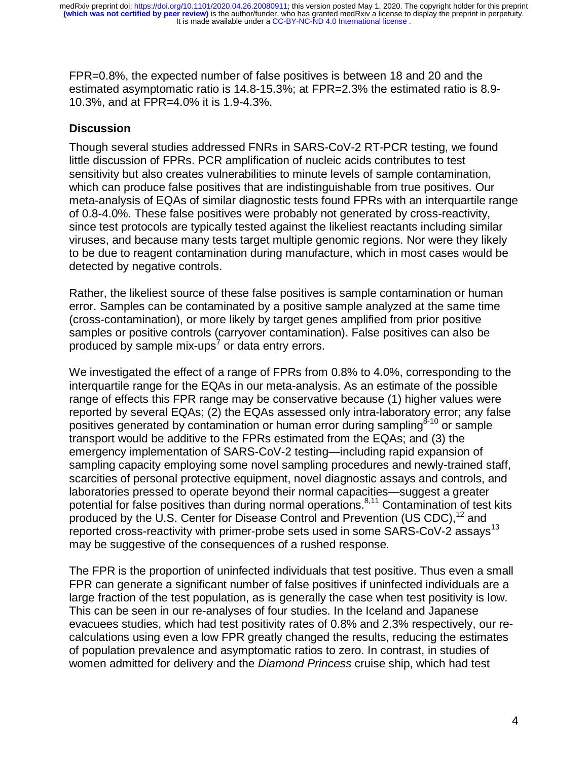FPR=0.8%, the expected number of false positives is between 18 and 20 and the estimated asymptomatic ratio is 14.8-15.3%; at FPR=2.3% the estimated ratio is 8.9-10.3%, and at FPR=4.0% it is 1.9-4.3%.

## Discussion

Though several studies addressed FNRs in SARS-CoV-2 RT-PCR testing, we found little discussion of FPRs. PCR amplification of nucleic acids contributes to test sensitivity but also creates vulnerabilities to minute levels of sample contamination, which can produce false positives that are indistinguishable from true positives. Our meta-analysis of EQAs of similar diagnostic tests found FPRs with an interquartile range of 0.8-4.0%. These false positives were probably not generated by cross-reactivity, since test protocols are typically tested against the likeliest reactants including similar viruses, and because many tests target multiple genomic regions. Nor were they likely to be due to reagent contamination during manufacture, which in most cases would be detected by negative controls.

Rather, the likeliest source of these false positives is sample contamination or human error. Samples can be contaminated by a positive sample analyzed at the same time (cross-contamination), or more likely by target genes amplified from prior positive samples or positive controls (carryover contamination). False positives can also be produced by sample mix-ups[7] or data entry errors.

We investigated the effect of a range of FPRs from 0.8% to 4.0%, corresponding to the interquartile range for the EQAs in our meta-analysis. As an estimate of the possible range of effects this FPR range may be conservative because (1) higher values were reported by several EQAs; (2) the EQAs assessed only intra-laboratory error; any false positives generated by contamination or human error during sampling[8-10] or sample transport would be additive to the FPRs estimated from the EQAs; and (3) the emergency implementation of SARS-CoV-2 testing—including rapid expansion of sampling capacity employing some novel sampling procedures and newly-trained staff, scarcities of personal protective equipment, novel diagnostic assays and controls, and laboratories pressed to operate beyond their normal capacities—suggest a greater potential for false positives than during normal operations.[8,11] Contamination of test kits produced by the U.S. Center for Disease Control and Prevention (US CDC),[12] and reported cross-reactivity with primer-probe sets used in some SARS-CoV-2 assays[13] may be suggestive of the consequences of a rushed response.

The FPR is the proportion of uninfected individuals that test positive. Thus even a small FPR can generate a significant number of false positives if uninfected individuals are a large fraction of the test population, as is generally the case when test positivity is low. This can be seen in our re-analyses of four studies. In the Iceland and Japanese evacuees studies, which had test positivity rates of 0.8% and 2.3% respectively, our re-calculations using even a low FPR greatly changed the results, reducing the estimates of population prevalence and asymptomatic ratios to zero. In contrast, in studies of women admitted for delivery and the *Diamond Princess* cruise ship, which had test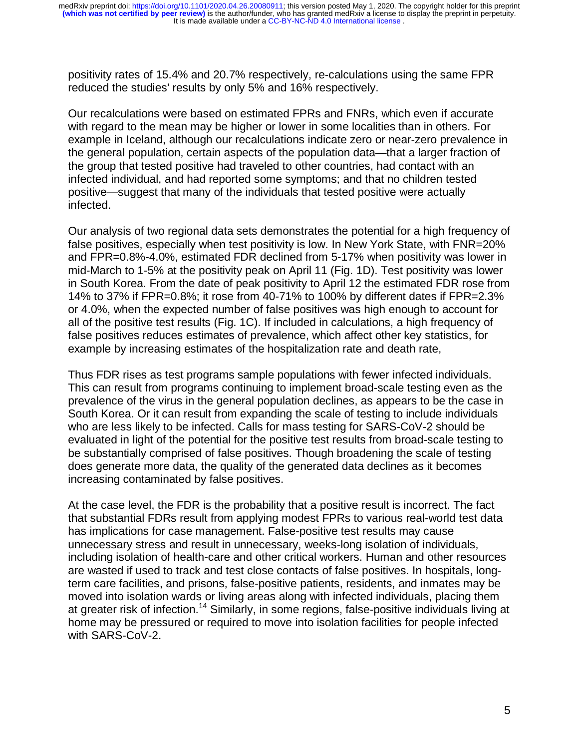positivity rates of 15.4% and 20.7% respectively, re-calculations using the same FPR reduced the studies' results by only 5% and 16% respectively.

Our recalculations were based on estimated FPRs and FNRs, which even if accurate with regard to the mean may be higher or lower in some localities than in others. For example in Iceland, although our recalculations indicate zero or near-zero prevalence in the general population, certain aspects of the population data—that a larger fraction of the group that tested positive had traveled to other countries, had contact with an infected individual, and had reported some symptoms; and that no children tested positive—suggest that many of the individuals that tested positive were actually infected.

Our analysis of two regional data sets demonstrates the potential for a high frequency of false positives, especially when test positivity is low. In New York State, with FNR=20% and FPR=0.8%-4.0%, estimated FDR declined from 5-17% when positivity was lower in mid-March to 1-5% at the positivity peak on April 11 (Fig. 1D). Test positivity was lower in South Korea. From the date of peak positivity to April 12 the estimated FDR rose from 14% to 37% if FPR=0.8%; it rose from 40-71% to 100% by different dates if FPR=2.3% or 4.0%, when the expected number of false positives was high enough to account for all of the positive test results (Fig. 1C). If included in calculations, a high frequency of false positives reduces estimates of prevalence, which affect other key statistics, for example by increasing estimates of the hospitalization rate and death rate,

Thus FDR rises as test programs sample populations with fewer infected individuals. This can result from programs continuing to implement broad-scale testing even as the prevalence of the virus in the general population declines, as appears to be the case in South Korea. Or it can result from expanding the scale of testing to include individuals who are less likely to be infected. Calls for mass testing for SARS-CoV-2 should be evaluated in light of the potential for the positive test results from broad-scale testing to be substantially comprised of false positives. Though broadening the scale of testing does generate more data, the quality of the generated data declines as it becomes increasing contaminated by false positives.

At the case level, the FDR is the probability that a positive result is incorrect. The fact that substantial FDRs result from applying modest FPRs to various real-world test data has implications for case management. False-positive test results may cause unnecessary stress and result in unnecessary, weeks-long isolation of individuals, including isolation of health-care and other critical workers. Human and other resources are wasted if used to track and test close contacts of false positives. In hospitals, long-term care facilities, and prisons, false-positive patients, residents, and inmates may be moved into isolation wards or living areas along with infected individuals, placing them at greater risk of infection.[14] Similarly, in some regions, false-positive individuals living at home may be pressured or required to move into isolation facilities for people infected with SARS-CoV-2.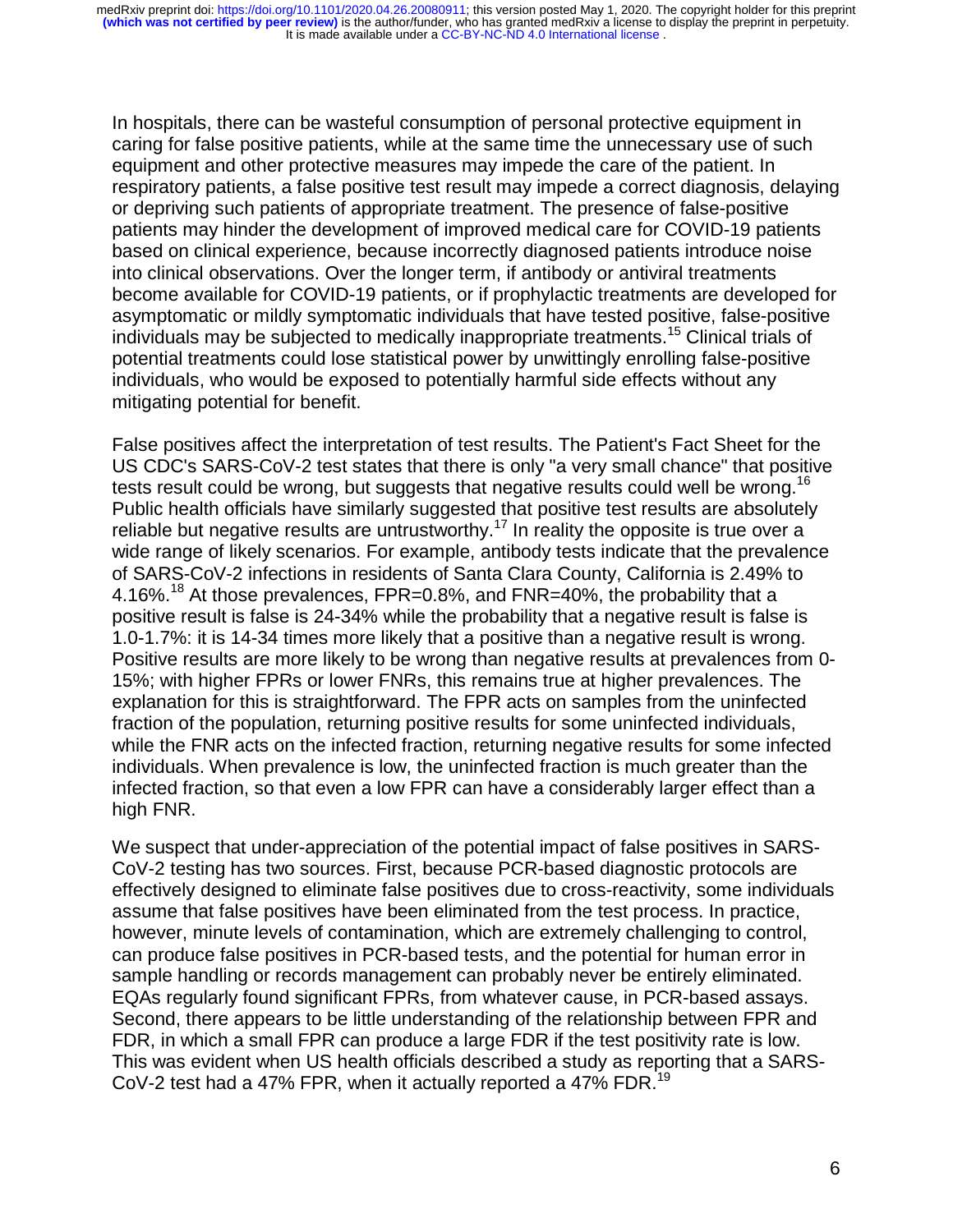In hospitals, there can be wasteful consumption of personal protective equipment in caring for false positive patients, while at the same time the unnecessary use of such equipment and other protective measures may impede the care of the patient. In respiratory patients, a false positive test result may impede a correct diagnosis, delaying or depriving such patients of appropriate treatment. The presence of false-positive patients may hinder the development of improved medical care for COVID-19 patients based on clinical experience, because incorrectly diagnosed patients introduce noise into clinical observations. Over the longer term, if antibody or antiviral treatments become available for COVID-19 patients, or if prophylactic treatments are developed for asymptomatic or mildly symptomatic individuals that have tested positive, false-positive individuals may be subjected to medically inappropriate treatments.[15] Clinical trials of potential treatments could lose statistical power by unwittingly enrolling false-positive individuals, who would be exposed to potentially harmful side effects without any mitigating potential for benefit.

False positives affect the interpretation of test results. The Patient's Fact Sheet for the US CDC's SARS-CoV-2 test states that there is only "a very small chance" that positive tests result could be wrong, but suggests that negative results could well be wrong.[16] Public health officials have similarly suggested that positive test results are absolutely reliable but negative results are untrustworthy.[17] In reality the opposite is true over a wide range of likely scenarios. For example, antibody tests indicate that the prevalence of SARS-CoV-2 infections in residents of Santa Clara County, California is 2.49% to 4.16%.[18] At those prevalences, FPR=0.8%, and FNR=40%, the probability that a positive result is false is 24-34% while the probability that a negative result is false is 1.0-1.7%: it is 14-34 times more likely that a positive than a negative result is wrong. Positive results are more likely to be wrong than negative results at prevalences from 0-15%; with higher FPRs or lower FNRs, this remains true at higher prevalences. The explanation for this is straightforward. The FPR acts on samples from the uninfected fraction of the population, returning positive results for some uninfected individuals, while the FNR acts on the infected fraction, returning negative results for some infected individuals. When prevalence is low, the uninfected fraction is much greater than the infected fraction, so that even a low FPR can have a considerably larger effect than a high FNR.

We suspect that under-appreciation of the potential impact of false positives in SARS-CoV-2 testing has two sources. First, because PCR-based diagnostic protocols are effectively designed to eliminate false positives due to cross-reactivity, some individuals assume that false positives have been eliminated from the test process. In practice, however, minute levels of contamination, which are extremely challenging to control, can produce false positives in PCR-based tests, and the potential for human error in sample handling or records management can probably never be entirely eliminated. EQAs regularly found significant FPRs, from whatever cause, in PCR-based assays. Second, there appears to be little understanding of the relationship between FPR and FDR, in which a small FPR can produce a large FDR if the test positivity rate is low. This was evident when US health officials described a study as reporting that a SARS-CoV-2 test had a 47% FPR, when it actually reported a 47% FDR.[19]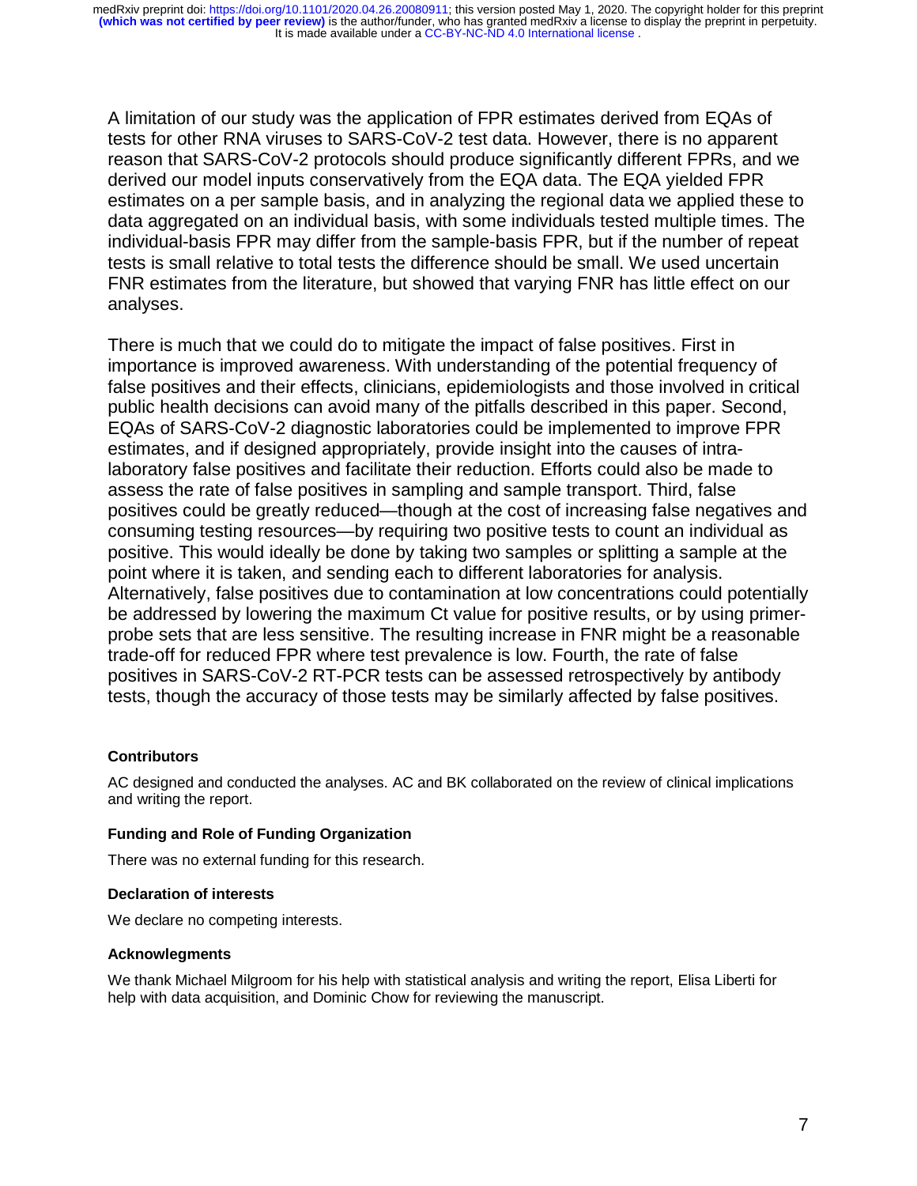A limitation of our study was the application of FPR estimates derived from EQAs of tests for other RNA viruses to SARS-CoV-2 test data. However, there is no apparent reason that SARS-CoV-2 protocols should produce significantly different FPRs, and we derived our model inputs conservatively from the EQA data. The EQA yielded FPR estimates on a per sample basis, and in analyzing the regional data we applied these to data aggregated on an individual basis, with some individuals tested multiple times. The individual-basis FPR may differ from the sample-basis FPR, but if the number of repeat tests is small relative to total tests the difference should be small. We used uncertain FNR estimates from the literature, but showed that varying FNR has little effect on our analyses.

There is much that we could do to mitigate the impact of false positives. First in importance is improved awareness. With understanding of the potential frequency of false positives and their effects, clinicians, epidemiologists and those involved in critical public health decisions can avoid many of the pitfalls described in this paper. Second, EQAs of SARS-CoV-2 diagnostic laboratories could be implemented to improve FPR estimates, and if designed appropriately, provide insight into the causes of intra-laboratory false positives and facilitate their reduction. Efforts could also be made to assess the rate of false positives in sampling and sample transport. Third, false positives could be greatly reduced—though at the cost of increasing false negatives and consuming testing resources—by requiring two positive tests to count an individual as positive. This would ideally be done by taking two samples or splitting a sample at the point where it is taken, and sending each to different laboratories for analysis. Alternatively, false positives due to contamination at low concentrations could potentially be addressed by lowering the maximum Ct value for positive results, or by using primer-probe sets that are less sensitive. The resulting increase in FNR might be a reasonable trade-off for reduced FPR where test prevalence is low. Fourth, the rate of false positives in SARS-CoV-2 RT-PCR tests can be assessed retrospectively by antibody tests, though the accuracy of those tests may be similarly affected by false positives.

### Contributors

AC designed and conducted the analyses. AC and BK collaborated on the review of clinical implications and writing the report.

### Funding and Role of Funding Organization

There was no external funding for this research.

### Declaration of interests

We declare no competing interests.

### Acknowlegments

We thank Michael Milgroom for his help with statistical analysis and writing the report, Elisa Liberti for help with data acquisition, and Dominic Chow for reviewing the manuscript.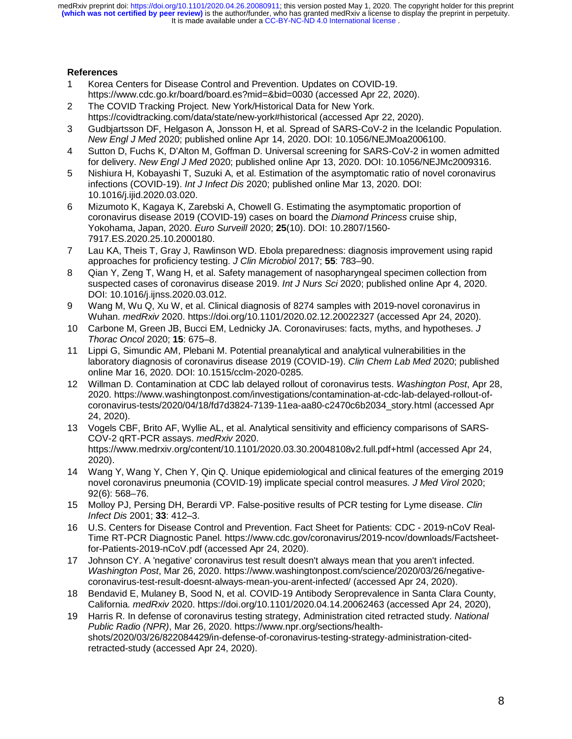## References

1. Korea Centers for Disease Control and Prevention. Updates on COVID-19. https://www.cdc.go.kr/board/board.es?mid=&bid=0030 (accessed Apr 22, 2020).
2. The COVID Tracking Project. New York/Historical Data for New York. https://covidtracking.com/data/state/new-york#historical (accessed Apr 22, 2020).
3. Gudbjartsson DF, Helgason A, Jonsson H, et al. Spread of SARS-CoV-2 in the Icelandic Population. *New Engl J Med* 2020; published online Apr 14, 2020. DOI: 10.1056/NEJMoa2006100.
4. Sutton D, Fuchs K, D'Alton M, Goffman D. Universal screening for SARS-CoV-2 in women admitted for delivery. *New Engl J Med* 2020; published online Apr 13, 2020. DOI: 10.1056/NEJMc2009316.
5. Nishiura H, Kobayashi T, Suzuki A, et al. Estimation of the asymptomatic ratio of novel coronavirus infections (COVID-19). *Int J Infect Dis* 2020; published online Mar 13, 2020. DOI: 10.1016/j.ijid.2020.03.020.
6. Mizumoto K, Kagaya K, Zarebski A, Chowell G. Estimating the asymptomatic proportion of coronavirus disease 2019 (COVID-19) cases on board the *Diamond Princess* cruise ship, Yokohama, Japan, 2020. *Euro Surveill* 2020; **25**(10). DOI: 10.2807/1560-7917.ES.2020.25.10.2000180.
7. Lau KA, Theis T, Gray J, Rawlinson WD. Ebola preparedness: diagnosis improvement using rapid approaches for proficiency testing. *J Clin Microbiol* 2017; **55**: 783–90.
8. Qian Y, Zeng T, Wang H, et al. Safety management of nasopharyngeal specimen collection from suspected cases of coronavirus disease 2019. *Int J Nurs Sci* 2020; published online Apr 4, 2020. DOI: 10.1016/j.ijnss.2020.03.012.
9. Wang M, Wu Q, Xu W, et al. Clinical diagnosis of 8274 samples with 2019-novel coronavirus in Wuhan. *medRxiv* 2020. https://doi.org/10.1101/2020.02.12.20022327 (accessed Apr 24, 2020).
10. Carbone M, Green JB, Bucci EM, Lednicky JA. Coronaviruses: facts, myths, and hypotheses. *J Thorac Oncol* 2020; **15**: 675–8.
11. Lippi G, Simundic AM, Plebani M. Potential preanalytical and analytical vulnerabilities in the laboratory diagnosis of coronavirus disease 2019 (COVID-19). *Clin Chem Lab Med* 2020; published online Mar 16, 2020. DOI: 10.1515/cclm-2020-0285.
12. Willman D. Contamination at CDC lab delayed rollout of coronavirus tests. *Washington Post*, Apr 28, 2020. https://www.washingtonpost.com/investigations/contamination-at-cdc-lab-delayed-rollout-of-coronavirus-tests/2020/04/18/fd7d3824-7139-11ea-aa80-c2470c6b2034_story.html (accessed Apr 24, 2020).
13. Vogels CBF, Brito AF, Wyllie AL, et al. Analytical sensitivity and efficiency comparisons of SARS-COV-2 qRT-PCR assays. *medRxiv* 2020. https://www.medrxiv.org/content/10.1101/2020.03.30.20048108v2.full.pdf+html (accessed Apr 24, 2020).
14. Wang Y, Wang Y, Chen Y, Qin Q. Unique epidemiological and clinical features of the emerging 2019 novel coronavirus pneumonia (COVID-19) implicate special control measures. *J Med Virol* 2020; 92(6): 568–76.
15. Molloy PJ, Persing DH, Berardi VP. False-positive results of PCR testing for Lyme disease. *Clin Infect Dis* 2001; **33**: 412–3.
16. U.S. Centers for Disease Control and Prevention. Fact Sheet for Patients: CDC - 2019-nCoV Real-Time RT-PCR Diagnostic Panel. https://www.cdc.gov/coronavirus/2019-ncov/downloads/Factsheet-for-Patients-2019-nCoV.pdf (accessed Apr 24, 2020).
17. Johnson CY. A 'negative' coronavirus test result doesn't always mean that you aren't infected. *Washington Post*, Mar 26, 2020. https://www.washingtonpost.com/science/2020/03/26/negative-coronavirus-test-result-doesnt-always-mean-you-arent-infected/ (accessed Apr 24, 2020).
18. Bendavid E, Mulaney B, Sood N, et al. COVID-19 Antibody Seroprevalence in Santa Clara County, California. *medRxiv* 2020. https://doi.org/10.1101/2020.04.14.20062463 (accessed Apr 24, 2020),
19. Harris R. In defense of coronavirus testing strategy, Administration cited retracted study. *National Public Radio (NPR)*, Mar 26, 2020. https://www.npr.org/sections/health-shots/2020/03/26/822084429/in-defense-of-coronavirus-testing-strategy-administration-cited-retracted-study (accessed Apr 24, 2020).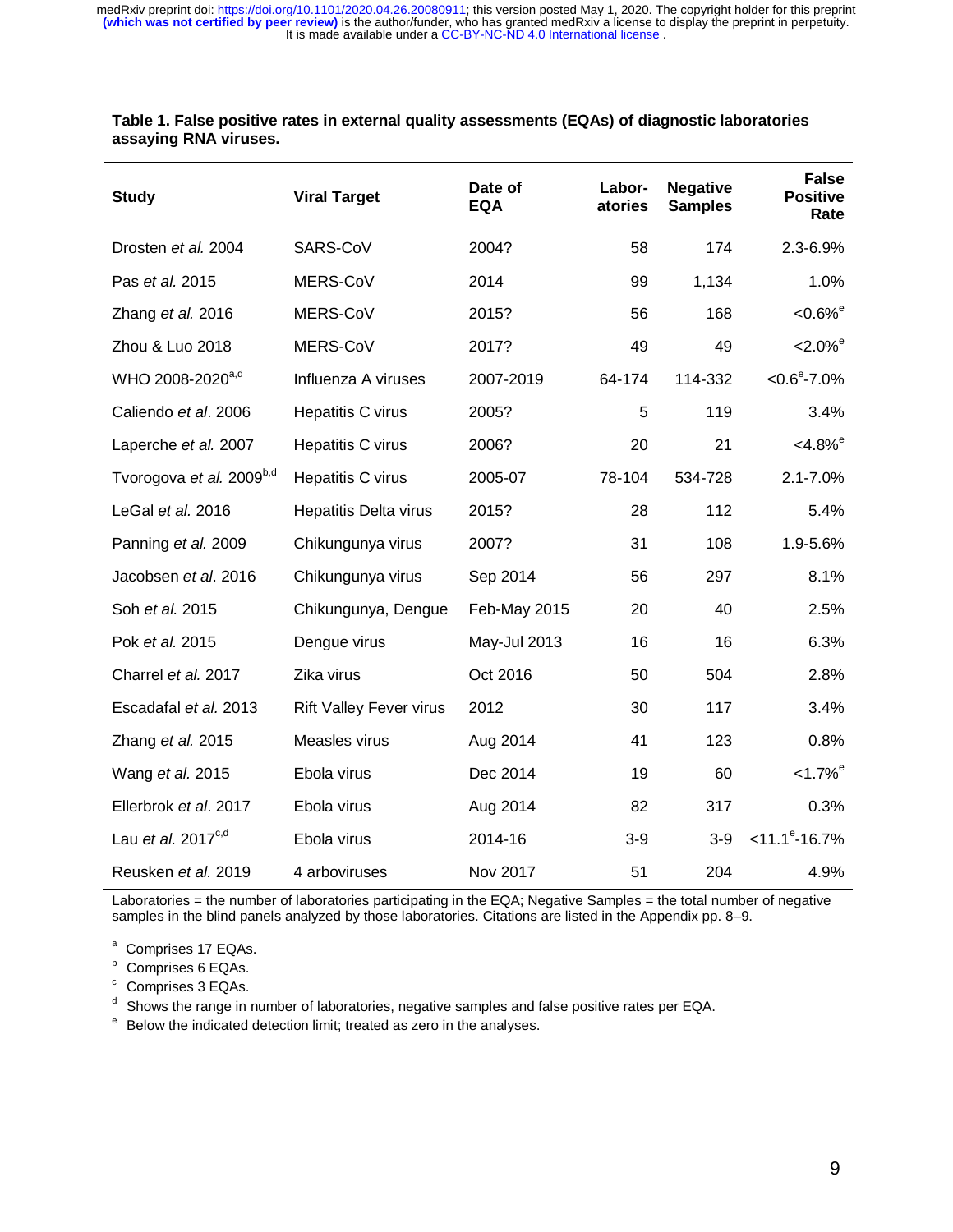**Table 1. False positive rates in external quality assessments (EQAs) of diagnostic laboratories assaying RNA viruses.**

| Study | Viral Target | Date of EQA | Labor-atories | Negative Samples | False Positive Rate |
|---|---|---|---|---|---|
| Drosten *et al.* 2004 | SARS-CoV | 2004? | 58 | 174 | 2.3-6.9% |
| Pas *et al.* 2015 | MERS-CoV | 2014 | 99 | 1,134 | 1.0% |
| Zhang *et al.* 2016 | MERS-CoV | 2015? | 56 | 168 | <0.6%[e] |
| Zhou & Luo 2018 | MERS-CoV | 2017? | 49 | 49 | <2.0%[e] |
| WHO 2008-2020[a,d] | Influenza A viruses | 2007-2019 | 64-174 | 114-332 | <0.6[e]-7.0% |
| Caliendo *et al*. 2006 | Hepatitis C virus | 2005? | 5 | 119 | 3.4% |
| Laperche *et al.* 2007 | Hepatitis C virus | 2006? | 20 | 21 | <4.8%[e] |
| Tvorogova *et al.* 2009[b,d] | Hepatitis C virus | 2005-07 | 78-104 | 534-728 | 2.1-7.0% |
| LeGal *et al.* 2016 | Hepatitis Delta virus | 2015? | 28 | 112 | 5.4% |
| Panning *et al.* 2009 | Chikungunya virus | 2007? | 31 | 108 | 1.9-5.6% |
| Jacobsen *et al*. 2016 | Chikungunya virus | Sep 2014 | 56 | 297 | 8.1% |
| Soh *et al.* 2015 | Chikungunya, Dengue | Feb-May 2015 | 20 | 40 | 2.5% |
| Pok *et al.* 2015 | Dengue virus | May-Jul 2013 | 16 | 16 | 6.3% |
| Charrel *et al.* 2017 | Zika virus | Oct 2016 | 50 | 504 | 2.8% |
| Escadafal *et al.* 2013 | Rift Valley Fever virus | 2012 | 30 | 117 | 3.4% |
| Zhang *et al.* 2015 | Measles virus | Aug 2014 | 41 | 123 | 0.8% |
| Wang *et al.* 2015 | Ebola virus | Dec 2014 | 19 | 60 | <1.7%[e] |
| Ellerbrok *et al*. 2017 | Ebola virus | Aug 2014 | 82 | 317 | 0.3% |
| Lau *et al.* 2017[c,d] | Ebola virus | 2014-16 | 3-9 | 3-9 | <11.1[e]-16.7% |
| Reusken *et al.* 2019 | 4 arboviruses | Nov 2017 | 51 | 204 | 4.9% |

Laboratories = the number of laboratories participating in the EQA; Negative Samples = the total number of negative samples in the blind panels analyzed by those laboratories. Citations are listed in the Appendix pp. 8–9.

[a] Comprises 17 EQAs.
[b] Comprises 6 EQAs.
[c] Comprises 3 EQAs.
[d] Shows the range in number of laboratories, negative samples and false positive rates per EQA.
[e] Below the indicated detection limit; treated as zero in the analyses.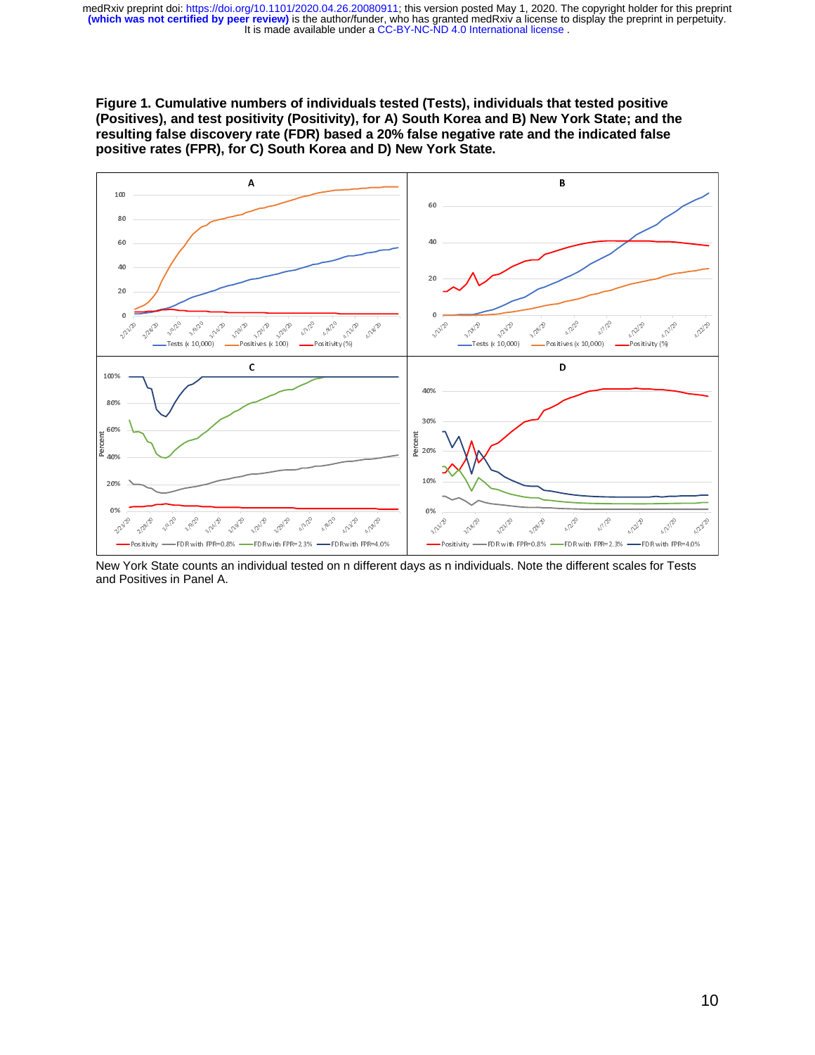**Figure 1. Cumulative numbers of individuals tested (Tests), individuals that tested positive (Positives), and test positivity (Positivity), for A) South Korea and B) New York State; and the resulting false discovery rate (FDR) based a 20% false negative rate and the indicated false positive rates (FPR), for C) South Korea and D) New York State.**

A

100
80
60
40
20
0

2/21/20 2/26/20 3/2/20 3/6/20 3/10/20 3/14/20 3/18/20 3/22/20 3/26/20 3/30/20 4/3/20 4/8/20 4/13/20 4/18/20

Tests (x 10,000) — Positives (x 100) — Positivity (%)

B

60
40
20
0

3/13/20 3/18/20 3/23/20 3/28/20 4/2/20 4/7/20 4/12/20 4/17/20 4/22/20

Tests (x 10,000) — Positives (x 10,000) — Positivity (%)

C

Percent

100%
80%
60%
40%
20%
0%

2/21/20 2/26/20 3/2/20 3/6/20 3/10/20 3/14/20 3/18/20 3/22/20 3/26/20 3/30/20 4/3/20 4/8/20 4/13/20 4/18/20

Positivity — FDR with FPR=0.8% — FDR with FPR=2.3% — FDR with FPR=4.0%

D

Percent

40%
30%
20%
10%
0%

3/13/20 3/18/20 3/23/20 3/28/20 4/2/20 4/7/20 4/12/20 4/17/20 4/22/20

Positivity — FDR with FPR=0.8% — FDR with FPR=2.3% — FDR with FPR=4.0%

New York State counts an individual tested on n different days as n individuals. Note the different scales for Tests and Positives in Panel A.